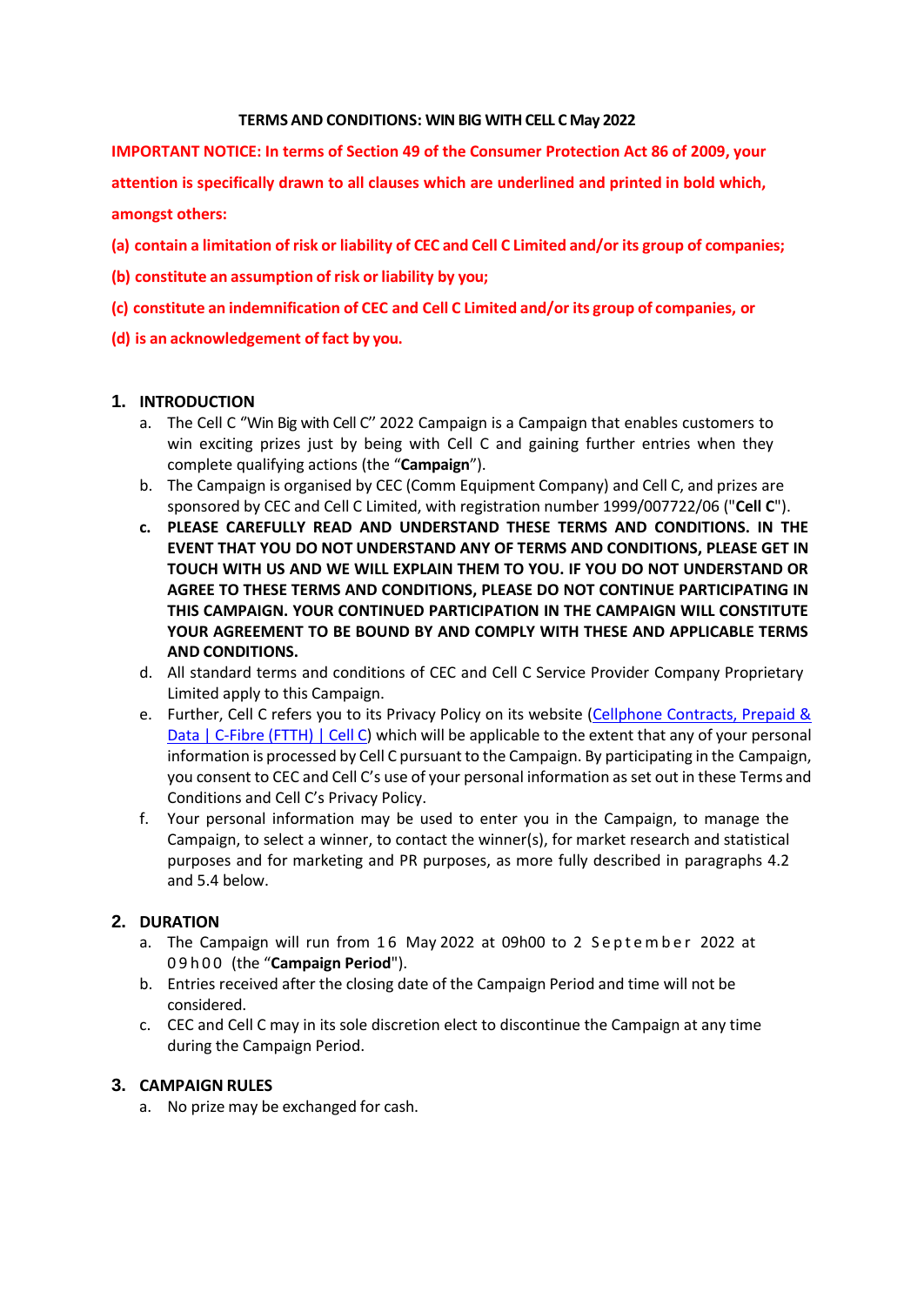**TERMS AND CONDITIONS: WIN BIG WITH CELL C May 2022**

**IMPORTANT NOTICE: In terms of Section 49 of the Consumer Protection Act 86 of 2009, your attention is specifically drawn to all clauses which are underlined and printed in bold which, amongst others:**

**(a) contain a limitation of risk or liability of CEC and Cell C Limited and/or its group of companies;**

**(b) constitute an assumption of risk or liability by you;**

**(c) constitute an indemnification of CEC and Cell C Limited and/or its group of companies, or**

**(d) is an acknowledgement of fact by you.**

## 1. INTRODUCTION

a. The Cell C "Win Big with Cell C" 2022 Campaign is a Campaign that enables customers to win exciting prizes just by being with Cell C and gaining further entries when they complete qualifying actions (the "**Campaign**").

b. The Campaign is organised by CEC (Comm Equipment Company) and Cell C, and prizes are sponsored by CEC and Cell C Limited, with registration number 1999/007722/06 ("**Cell C**").

c. **PLEASE CAREFULLY READ AND UNDERSTAND THESE TERMS AND CONDITIONS. IN THE EVENT THAT YOU DO NOT UNDERSTAND ANY OF TERMS AND CONDITIONS, PLEASE GET IN TOUCH WITH US AND WE WILL EXPLAIN THEM TO YOU. IF YOU DO NOT UNDERSTAND OR AGREE TO THESE TERMS AND CONDITIONS, PLEASE DO NOT CONTINUE PARTICIPATING IN THIS CAMPAIGN. YOUR CONTINUED PARTICIPATION IN THE CAMPAIGN WILL CONSTITUTE YOUR AGREEMENT TO BE BOUND BY AND COMPLY WITH THESE AND APPLICABLE TERMS AND CONDITIONS.**

d. All standard terms and conditions of CEC and Cell C Service Provider Company Proprietary Limited apply to this Campaign.

e. Further, Cell C refers you to its Privacy Policy on its website (Cellphone Contracts, Prepaid & Data | C-Fibre (FTTH) | Cell C) which will be applicable to the extent that any of your personal information is processed by Cell C pursuant to the Campaign. By participating in the Campaign, you consent to CEC and Cell C's use of your personal information as set out in these Terms and Conditions and Cell C's Privacy Policy.

f. Your personal information may be used to enter you in the Campaign, to manage the Campaign, to select a winner, to contact the winner(s), for market research and statistical purposes and for marketing and PR purposes, as more fully described in paragraphs 4.2 and 5.4 below.

## 2. DURATION

a. The Campaign will run from 16 May 2022 at 09h00 to 2 September 2022 at 09h00 (the "**Campaign Period**").

b. Entries received after the closing date of the Campaign Period and time will not be considered.

c. CEC and Cell C may in its sole discretion elect to discontinue the Campaign at any time during the Campaign Period.

## 3. CAMPAIGN RULES

a. No prize may be exchanged for cash.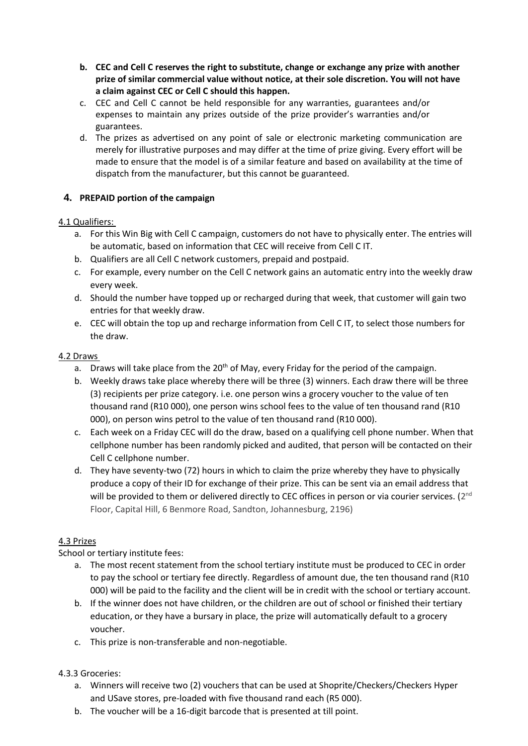b. **CEC and Cell C reserves the right to substitute, change or exchange any prize with another prize of similar commercial value without notice, at their sole discretion. You will not have a claim against CEC or Cell C should this happen.**

c. CEC and Cell C cannot be held responsible for any warranties, guarantees and/or expenses to maintain any prizes outside of the prize provider's warranties and/or guarantees.

d. The prizes as advertised on any point of sale or electronic marketing communication are merely for illustrative purposes and may differ at the time of prize giving. Every effort will be made to ensure that the model is of a similar feature and based on availability at the time of dispatch from the manufacturer, but this cannot be guaranteed.

## 4. PREPAID portion of the campaign

4.1 Qualifiers:

a. For this Win Big with Cell C campaign, customers do not have to physically enter. The entries will be automatic, based on information that CEC will receive from Cell C IT.

b. Qualifiers are all Cell C network customers, prepaid and postpaid.

c. For example, every number on the Cell C network gains an automatic entry into the weekly draw every week.

d. Should the number have topped up or recharged during that week, that customer will gain two entries for that weekly draw.

e. CEC will obtain the top up and recharge information from Cell C IT, to select those numbers for the draw.

4.2 Draws

a. Draws will take place from the 20th of May, every Friday for the period of the campaign.

b. Weekly draws take place whereby there will be three (3) winners. Each draw there will be three (3) recipients per prize category. i.e. one person wins a grocery voucher to the value of ten thousand rand (R10 000), one person wins school fees to the value of ten thousand rand (R10 000), on person wins petrol to the value of ten thousand rand (R10 000).

c. Each week on a Friday CEC will do the draw, based on a qualifying cell phone number. When that cellphone number has been randomly picked and audited, that person will be contacted on their Cell C cellphone number.

d. They have seventy-two (72) hours in which to claim the prize whereby they have to physically produce a copy of their ID for exchange of their prize. This can be sent via an email address that will be provided to them or delivered directly to CEC offices in person or via courier services. (2nd Floor, Capital Hill, 6 Benmore Road, Sandton, Johannesburg, 2196)

4.3 Prizes

School or tertiary institute fees:

a. The most recent statement from the school tertiary institute must be produced to CEC in order to pay the school or tertiary fee directly. Regardless of amount due, the ten thousand rand (R10 000) will be paid to the facility and the client will be in credit with the school or tertiary account.

b. If the winner does not have children, or the children are out of school or finished their tertiary education, or they have a bursary in place, the prize will automatically default to a grocery voucher.

c. This prize is non-transferable and non-negotiable.

4.3.3 Groceries:

a. Winners will receive two (2) vouchers that can be used at Shoprite/Checkers/Checkers Hyper and USave stores, pre-loaded with five thousand rand each (R5 000).

b. The voucher will be a 16-digit barcode that is presented at till point.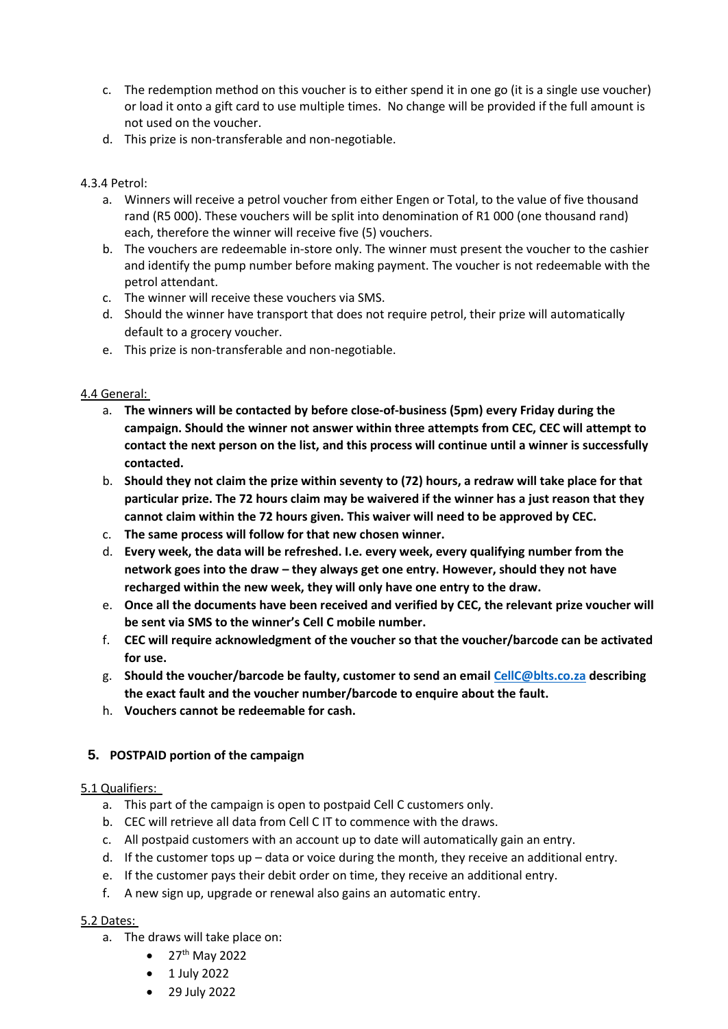c. The redemption method on this voucher is to either spend it in one go (it is a single use voucher) or load it onto a gift card to use multiple times. No change will be provided if the full amount is not used on the voucher.
d. This prize is non-transferable and non-negotiable.

4.3.4 Petrol:

a. Winners will receive a petrol voucher from either Engen or Total, to the value of five thousand rand (R5 000). These vouchers will be split into denomination of R1 000 (one thousand rand) each, therefore the winner will receive five (5) vouchers.
b. The vouchers are redeemable in-store only. The winner must present the voucher to the cashier and identify the pump number before making payment. The voucher is not redeemable with the petrol attendant.
c. The winner will receive these vouchers via SMS.
d. Should the winner have transport that does not require petrol, their prize will automatically default to a grocery voucher.
e. This prize is non-transferable and non-negotiable.

4.4 General:

a. **The winners will be contacted by before close-of-business (5pm) every Friday during the campaign. Should the winner not answer within three attempts from CEC, CEC will attempt to contact the next person on the list, and this process will continue until a winner is successfully contacted.**
b. **Should they not claim the prize within seventy to (72) hours, a redraw will take place for that particular prize. The 72 hours claim may be waivered if the winner has a just reason that they cannot claim within the 72 hours given. This waiver will need to be approved by CEC.**
c. **The same process will follow for that new chosen winner.**
d. **Every week, the data will be refreshed. I.e. every week, every qualifying number from the network goes into the draw – they always get one entry. However, should they not have recharged within the new week, they will only have one entry to the draw.**
e. **Once all the documents have been received and verified by CEC, the relevant prize voucher will be sent via SMS to the winner's Cell C mobile number.**
f. **CEC will require acknowledgment of the voucher so that the voucher/barcode can be activated for use.**
g. **Should the voucher/barcode be faulty, customer to send an email [CellC@blts.co.za](mailto:CellC@blts.co.za) describing the exact fault and the voucher number/barcode to enquire about the fault.**
h. **Vouchers cannot be redeemable for cash.**

## 5. POSTPAID portion of the campaign

5.1 Qualifiers:

a. This part of the campaign is open to postpaid Cell C customers only.
b. CEC will retrieve all data from Cell C IT to commence with the draws.
c. All postpaid customers with an account up to date will automatically gain an entry.
d. If the customer tops up – data or voice during the month, they receive an additional entry.
e. If the customer pays their debit order on time, they receive an additional entry.
f. A new sign up, upgrade or renewal also gains an automatic entry.

5.2 Dates:

a. The draws will take place on:
   - 27th May 2022
   - 1 July 2022
   - 29 July 2022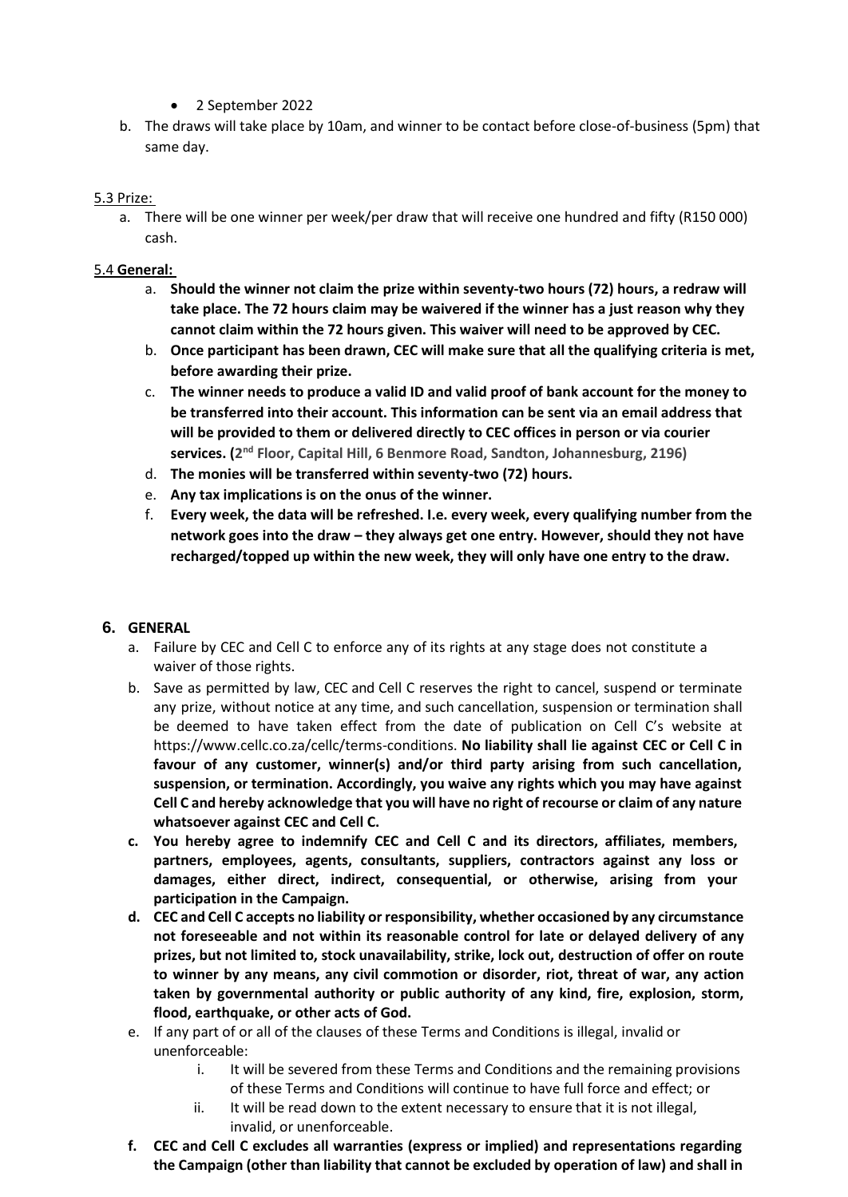- 2 September 2022

b. The draws will take place by 10am, and winner to be contact before close-of-business (5pm) that same day.

5.3 Prize:

a. There will be one winner per week/per draw that will receive one hundred and fifty (R150 000) cash.

5.4 **General:**

a. **Should the winner not claim the prize within seventy-two hours (72) hours, a redraw will take place. The 72 hours claim may be waivered if the winner has a just reason why they cannot claim within the 72 hours given. This waiver will need to be approved by CEC.**

b. **Once participant has been drawn, CEC will make sure that all the qualifying criteria is met, before awarding their prize.**

c. **The winner needs to produce a valid ID and valid proof of bank account for the money to be transferred into their account. This information can be sent via an email address that will be provided to them or delivered directly to CEC offices in person or via courier services. (2nd Floor, Capital Hill, 6 Benmore Road, Sandton, Johannesburg, 2196)**

d. **The monies will be transferred within seventy-two (72) hours.**

e. **Any tax implications is on the onus of the winner.**

f. **Every week, the data will be refreshed. I.e. every week, every qualifying number from the network goes into the draw – they always get one entry. However, should they not have recharged/topped up within the new week, they will only have one entry to the draw.**

## 6. GENERAL

a. Failure by CEC and Cell C to enforce any of its rights at any stage does not constitute a waiver of those rights.

b. Save as permitted by law, CEC and Cell C reserves the right to cancel, suspend or terminate any prize, without notice at any time, and such cancellation, suspension or termination shall be deemed to have taken effect from the date of publication on Cell C's website at https://www.cellc.co.za/cellc/terms-conditions. **No liability shall lie against CEC or Cell C in favour of any customer, winner(s) and/or third party arising from such cancellation, suspension, or termination. Accordingly, you waive any rights which you may have against Cell C and hereby acknowledge that you will have no right of recourse or claim of any nature whatsoever against CEC and Cell C.**

**c. You hereby agree to indemnify CEC and Cell C and its directors, affiliates, members, partners, employees, agents, consultants, suppliers, contractors against any loss or damages, either direct, indirect, consequential, or otherwise, arising from your participation in the Campaign.**

**d. CEC and Cell C accepts no liability or responsibility, whether occasioned by any circumstance not foreseeable and not within its reasonable control for late or delayed delivery of any prizes, but not limited to, stock unavailability, strike, lock out, destruction of offer on route to winner by any means, any civil commotion or disorder, riot, threat of war, any action taken by governmental authority or public authority of any kind, fire, explosion, storm, flood, earthquake, or other acts of God.**

e. If any part of or all of the clauses of these Terms and Conditions is illegal, invalid or unenforceable:

   i. It will be severed from these Terms and Conditions and the remaining provisions of these Terms and Conditions will continue to have full force and effect; or

   ii. It will be read down to the extent necessary to ensure that it is not illegal, invalid, or unenforceable.

**f. CEC and Cell C excludes all warranties (express or implied) and representations regarding the Campaign (other than liability that cannot be excluded by operation of law) and shall in**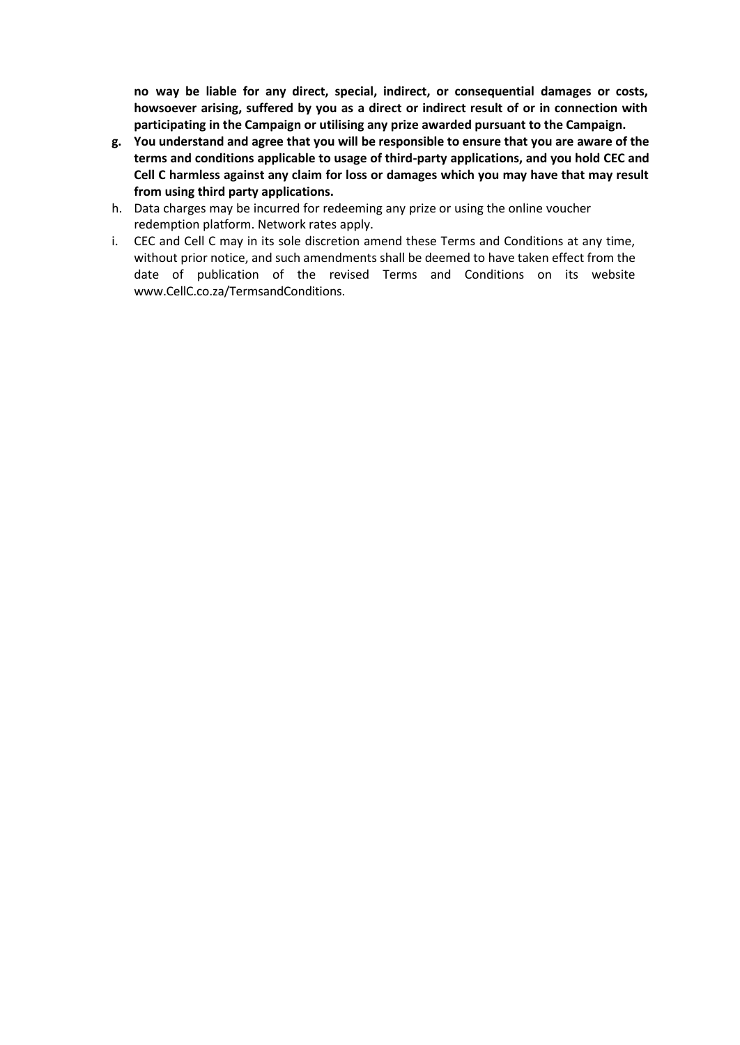**no way be liable for any direct, special, indirect, or consequential damages or costs, howsoever arising, suffered by you as a direct or indirect result of or in connection with participating in the Campaign or utilising any prize awarded pursuant to the Campaign.**

g. **You understand and agree that you will be responsible to ensure that you are aware of the terms and conditions applicable to usage of third-party applications, and you hold CEC and Cell C harmless against any claim for loss or damages which you may have that may result from using third party applications.**
h. Data charges may be incurred for redeeming any prize or using the online voucher redemption platform. Network rates apply.
i. CEC and Cell C may in its sole discretion amend these Terms and Conditions at any time, without prior notice, and such amendments shall be deemed to have taken effect from the date of publication of the revised Terms and Conditions on its website www.CellC.co.za/TermsandConditions.